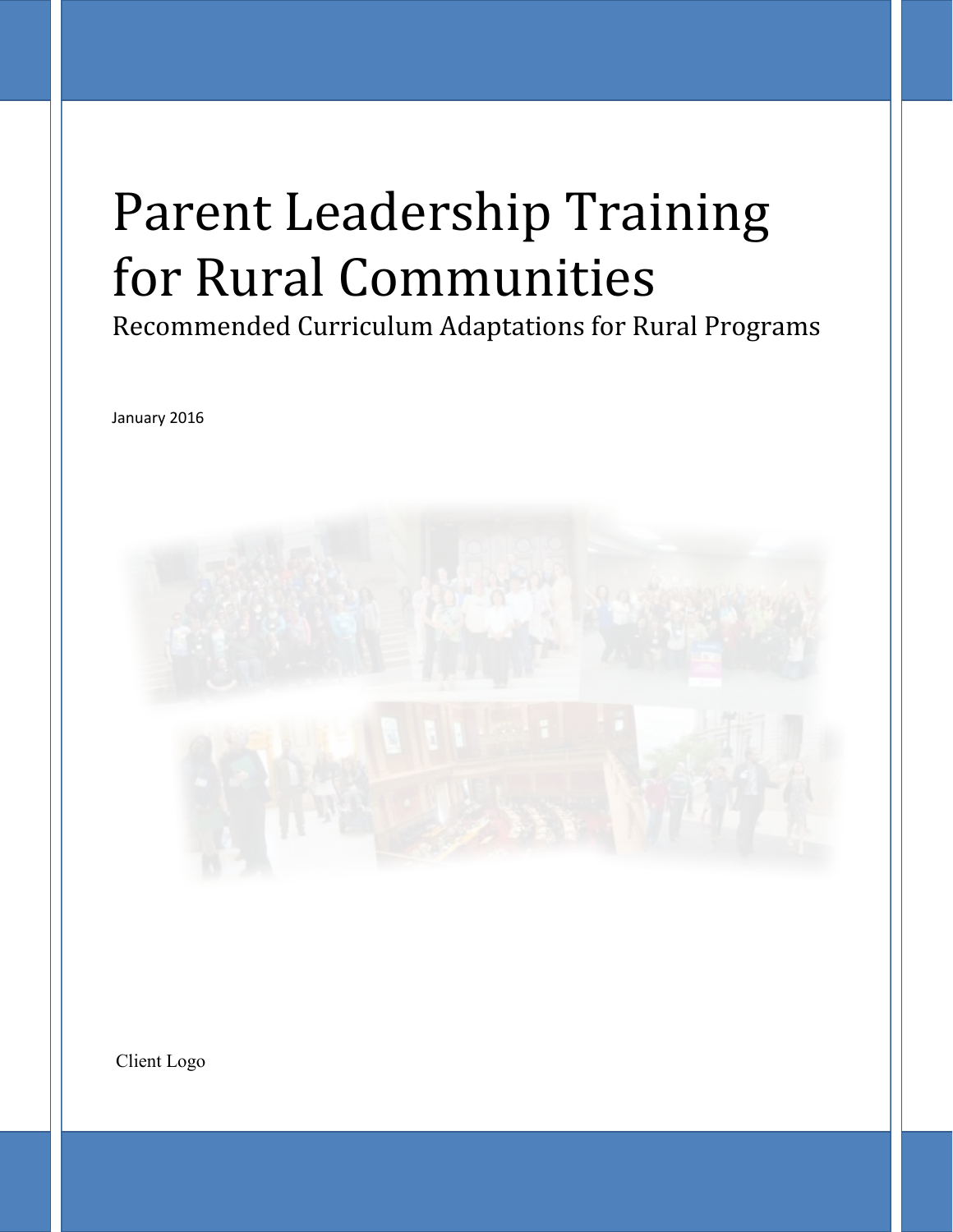# Parent Leadership Training for Rural Communities

## Recommended Curriculum Adaptations for Rural Programs

January 2016

Client Logo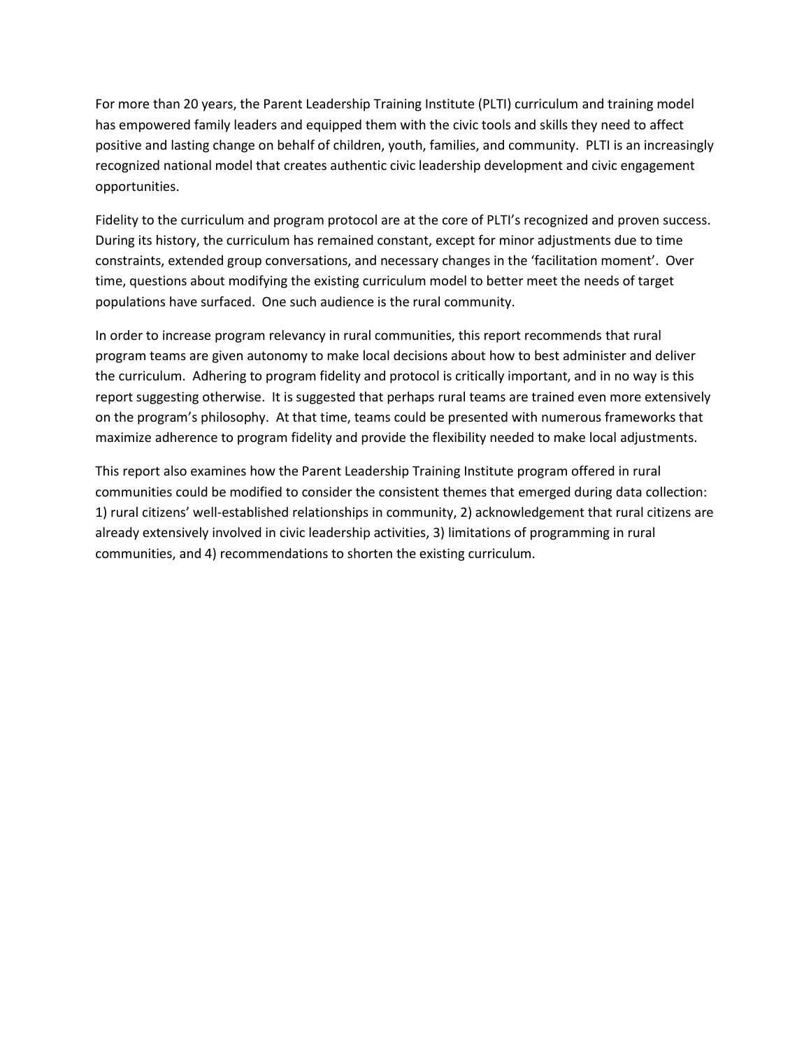For more than 20 years, the Parent Leadership Training Institute (PLTI) curriculum and training model has empowered family leaders and equipped them with the civic tools and skills they need to affect positive and lasting change on behalf of children, youth, families, and community. PLTI is an increasingly recognized national model that creates authentic civic leadership development and civic engagement opportunities.

Fidelity to the curriculum and program protocol are at the core of PLTI's recognized and proven success. During its history, the curriculum has remained constant, except for minor adjustments due to time constraints, extended group conversations, and necessary changes in the 'facilitation moment'. Over time, questions about modifying the existing curriculum model to better meet the needs of target populations have surfaced. One such audience is the rural community.

In order to increase program relevancy in rural communities, this report recommends that rural program teams are given autonomy to make local decisions about how to best administer and deliver the curriculum. Adhering to program fidelity and protocol is critically important, and in no way is this report suggesting otherwise. It is suggested that perhaps rural teams are trained even more extensively on the program's philosophy. At that time, teams could be presented with numerous frameworks that maximize adherence to program fidelity and provide the flexibility needed to make local adjustments.

This report also examines how the Parent Leadership Training Institute program offered in rural communities could be modified to consider the consistent themes that emerged during data collection: 1) rural citizens' well-established relationships in community, 2) acknowledgement that rural citizens are already extensively involved in civic leadership activities, 3) limitations of programming in rural communities, and 4) recommendations to shorten the existing curriculum.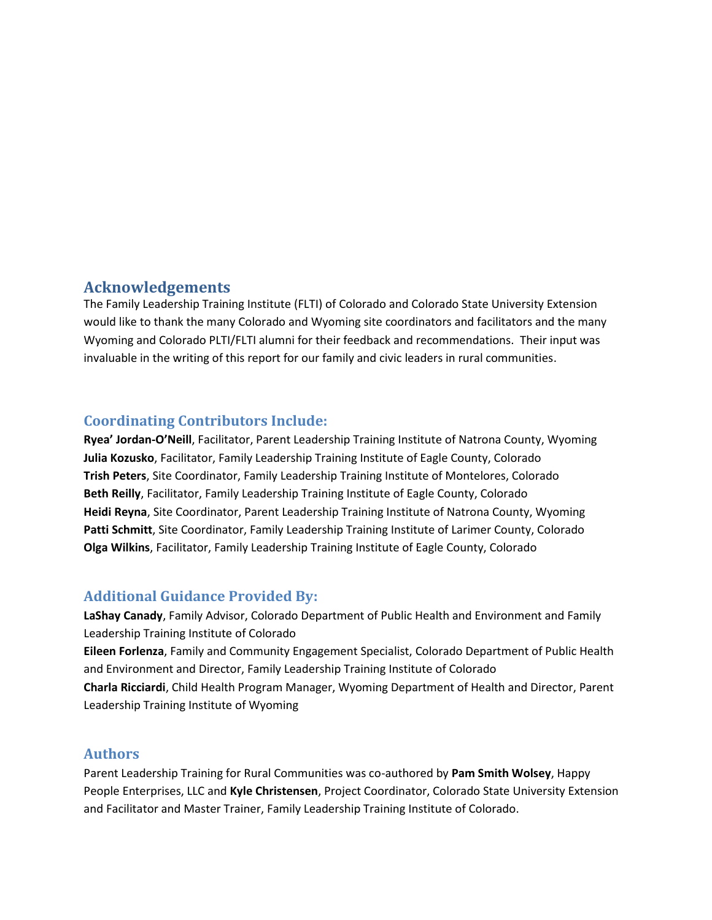## Acknowledgements

The Family Leadership Training Institute (FLTI) of Colorado and Colorado State University Extension would like to thank the many Colorado and Wyoming site coordinators and facilitators and the many Wyoming and Colorado PLTI/FLTI alumni for their feedback and recommendations. Their input was invaluable in the writing of this report for our family and civic leaders in rural communities.

## Coordinating Contributors Include:

**Ryea' Jordan-O'Neill**, Facilitator, Parent Leadership Training Institute of Natrona County, Wyoming
**Julia Kozusko**, Facilitator, Family Leadership Training Institute of Eagle County, Colorado
**Trish Peters**, Site Coordinator, Family Leadership Training Institute of Montelores, Colorado
**Beth Reilly**, Facilitator, Family Leadership Training Institute of Eagle County, Colorado
**Heidi Reyna**, Site Coordinator, Parent Leadership Training Institute of Natrona County, Wyoming
**Patti Schmitt**, Site Coordinator, Family Leadership Training Institute of Larimer County, Colorado
**Olga Wilkins**, Facilitator, Family Leadership Training Institute of Eagle County, Colorado

## Additional Guidance Provided By:

**LaShay Canady**, Family Advisor, Colorado Department of Public Health and Environment and Family Leadership Training Institute of Colorado
**Eileen Forlenza**, Family and Community Engagement Specialist, Colorado Department of Public Health and Environment and Director, Family Leadership Training Institute of Colorado
**Charla Ricciardi**, Child Health Program Manager, Wyoming Department of Health and Director, Parent Leadership Training Institute of Wyoming

## Authors

Parent Leadership Training for Rural Communities was co-authored by **Pam Smith Wolsey**, Happy People Enterprises, LLC and **Kyle Christensen**, Project Coordinator, Colorado State University Extension and Facilitator and Master Trainer, Family Leadership Training Institute of Colorado.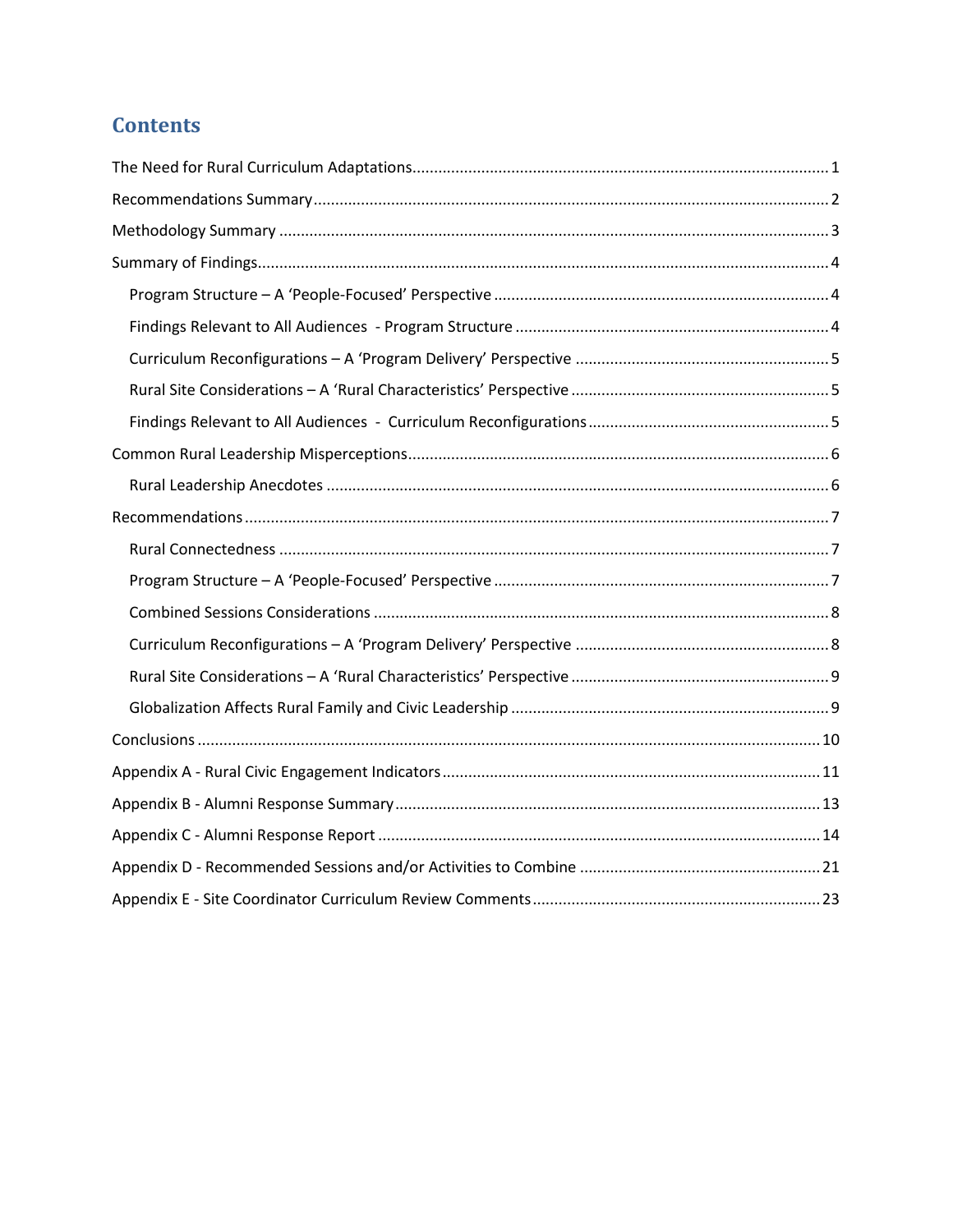# Contents

The Need for Rural Curriculum Adaptations ..... 1

Recommendations Summary ..... 2

Methodology Summary ..... 3

Summary of Findings ..... 4

- Program Structure – A 'People-Focused' Perspective ..... 4
- Findings Relevant to All Audiences - Program Structure ..... 4
- Curriculum Reconfigurations – A 'Program Delivery' Perspective ..... 5
- Rural Site Considerations – A 'Rural Characteristics' Perspective ..... 5
- Findings Relevant to All Audiences - Curriculum Reconfigurations ..... 5

Common Rural Leadership Misperceptions ..... 6

- Rural Leadership Anecdotes ..... 6

Recommendations ..... 7

- Rural Connectedness ..... 7
- Program Structure – A 'People-Focused' Perspective ..... 7
- Combined Sessions Considerations ..... 8
- Curriculum Reconfigurations – A 'Program Delivery' Perspective ..... 8
- Rural Site Considerations – A 'Rural Characteristics' Perspective ..... 9
- Globalization Affects Rural Family and Civic Leadership ..... 9

Conclusions ..... 10

Appendix A - Rural Civic Engagement Indicators ..... 11

Appendix B - Alumni Response Summary ..... 13

Appendix C - Alumni Response Report ..... 14

Appendix D - Recommended Sessions and/or Activities to Combine ..... 21

Appendix E - Site Coordinator Curriculum Review Comments ..... 23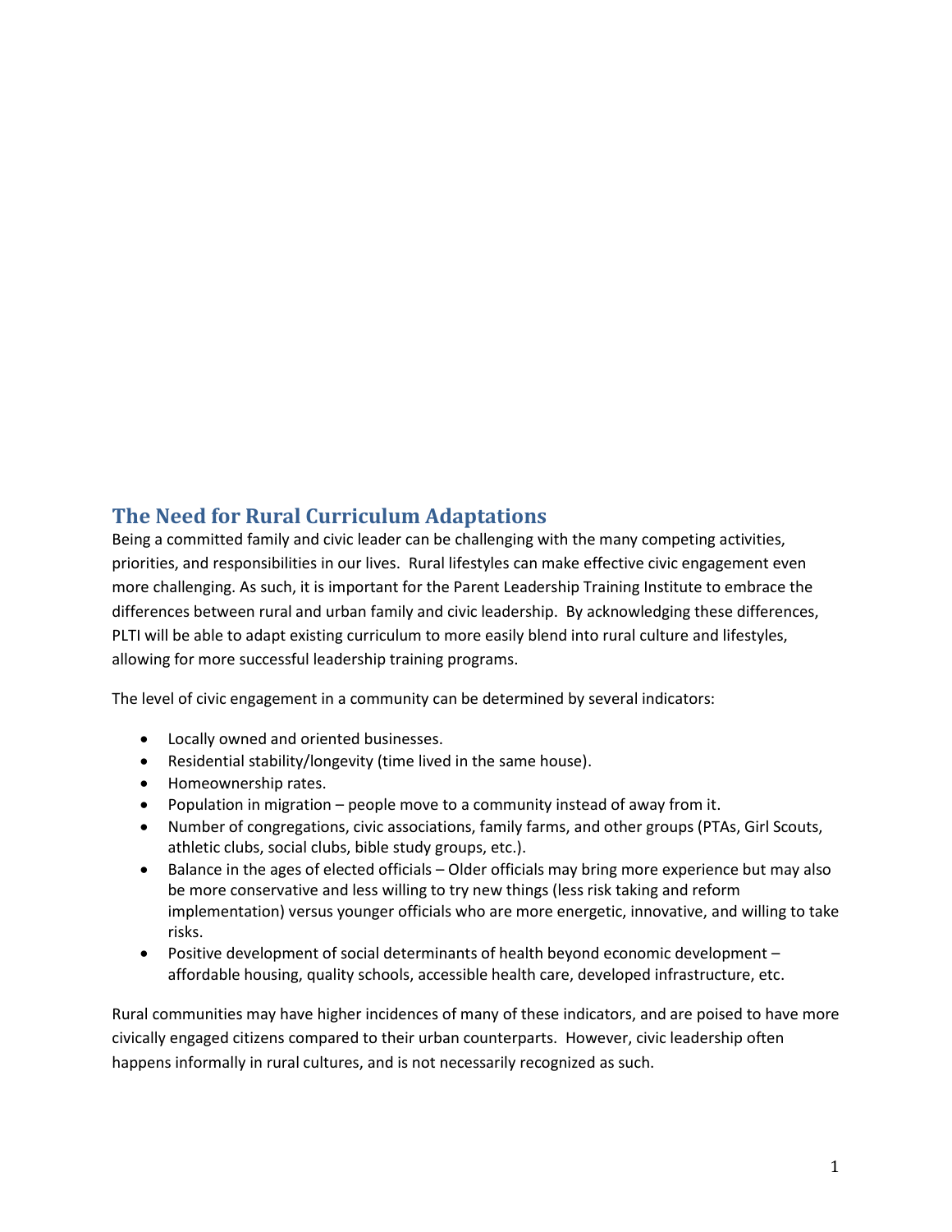## The Need for Rural Curriculum Adaptations

Being a committed family and civic leader can be challenging with the many competing activities, priorities, and responsibilities in our lives. Rural lifestyles can make effective civic engagement even more challenging. As such, it is important for the Parent Leadership Training Institute to embrace the differences between rural and urban family and civic leadership. By acknowledging these differences, PLTI will be able to adapt existing curriculum to more easily blend into rural culture and lifestyles, allowing for more successful leadership training programs.

The level of civic engagement in a community can be determined by several indicators:

- Locally owned and oriented businesses.
- Residential stability/longevity (time lived in the same house).
- Homeownership rates.
- Population in migration – people move to a community instead of away from it.
- Number of congregations, civic associations, family farms, and other groups (PTAs, Girl Scouts, athletic clubs, social clubs, bible study groups, etc.).
- Balance in the ages of elected officials – Older officials may bring more experience but may also be more conservative and less willing to try new things (less risk taking and reform implementation) versus younger officials who are more energetic, innovative, and willing to take risks.
- Positive development of social determinants of health beyond economic development – affordable housing, quality schools, accessible health care, developed infrastructure, etc.

Rural communities may have higher incidences of many of these indicators, and are poised to have more civically engaged citizens compared to their urban counterparts. However, civic leadership often happens informally in rural cultures, and is not necessarily recognized as such.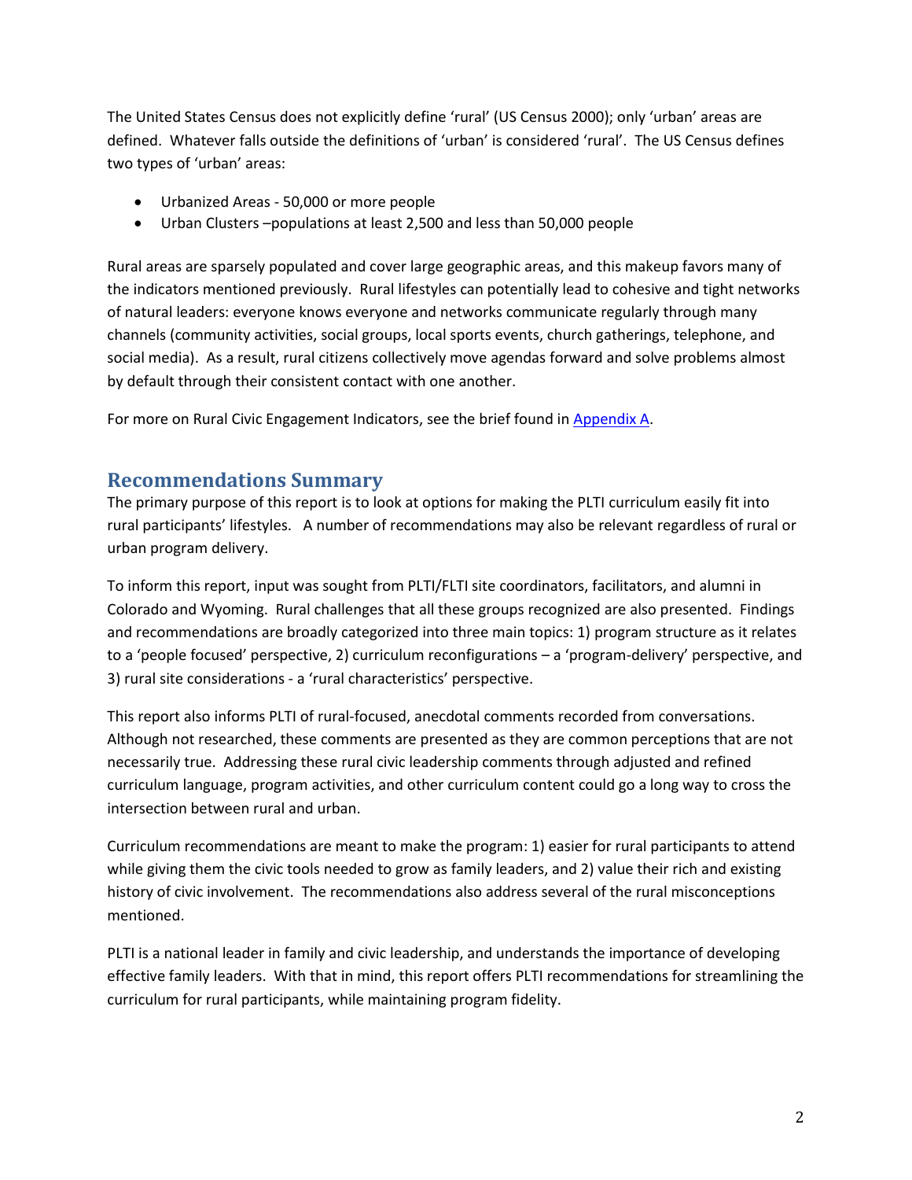The United States Census does not explicitly define 'rural' (US Census 2000); only 'urban' areas are defined. Whatever falls outside the definitions of 'urban' is considered 'rural'. The US Census defines two types of 'urban' areas:

- Urbanized Areas - 50,000 or more people
- Urban Clusters –populations at least 2,500 and less than 50,000 people

Rural areas are sparsely populated and cover large geographic areas, and this makeup favors many of the indicators mentioned previously. Rural lifestyles can potentially lead to cohesive and tight networks of natural leaders: everyone knows everyone and networks communicate regularly through many channels (community activities, social groups, local sports events, church gatherings, telephone, and social media). As a result, rural citizens collectively move agendas forward and solve problems almost by default through their consistent contact with one another.

For more on Rural Civic Engagement Indicators, see the brief found in Appendix A.

## Recommendations Summary

The primary purpose of this report is to look at options for making the PLTI curriculum easily fit into rural participants' lifestyles. A number of recommendations may also be relevant regardless of rural or urban program delivery.

To inform this report, input was sought from PLTI/FLTI site coordinators, facilitators, and alumni in Colorado and Wyoming. Rural challenges that all these groups recognized are also presented. Findings and recommendations are broadly categorized into three main topics: 1) program structure as it relates to a 'people focused' perspective, 2) curriculum reconfigurations – a 'program-delivery' perspective, and 3) rural site considerations - a 'rural characteristics' perspective.

This report also informs PLTI of rural-focused, anecdotal comments recorded from conversations. Although not researched, these comments are presented as they are common perceptions that are not necessarily true. Addressing these rural civic leadership comments through adjusted and refined curriculum language, program activities, and other curriculum content could go a long way to cross the intersection between rural and urban.

Curriculum recommendations are meant to make the program: 1) easier for rural participants to attend while giving them the civic tools needed to grow as family leaders, and 2) value their rich and existing history of civic involvement. The recommendations also address several of the rural misconceptions mentioned.

PLTI is a national leader in family and civic leadership, and understands the importance of developing effective family leaders. With that in mind, this report offers PLTI recommendations for streamlining the curriculum for rural participants, while maintaining program fidelity.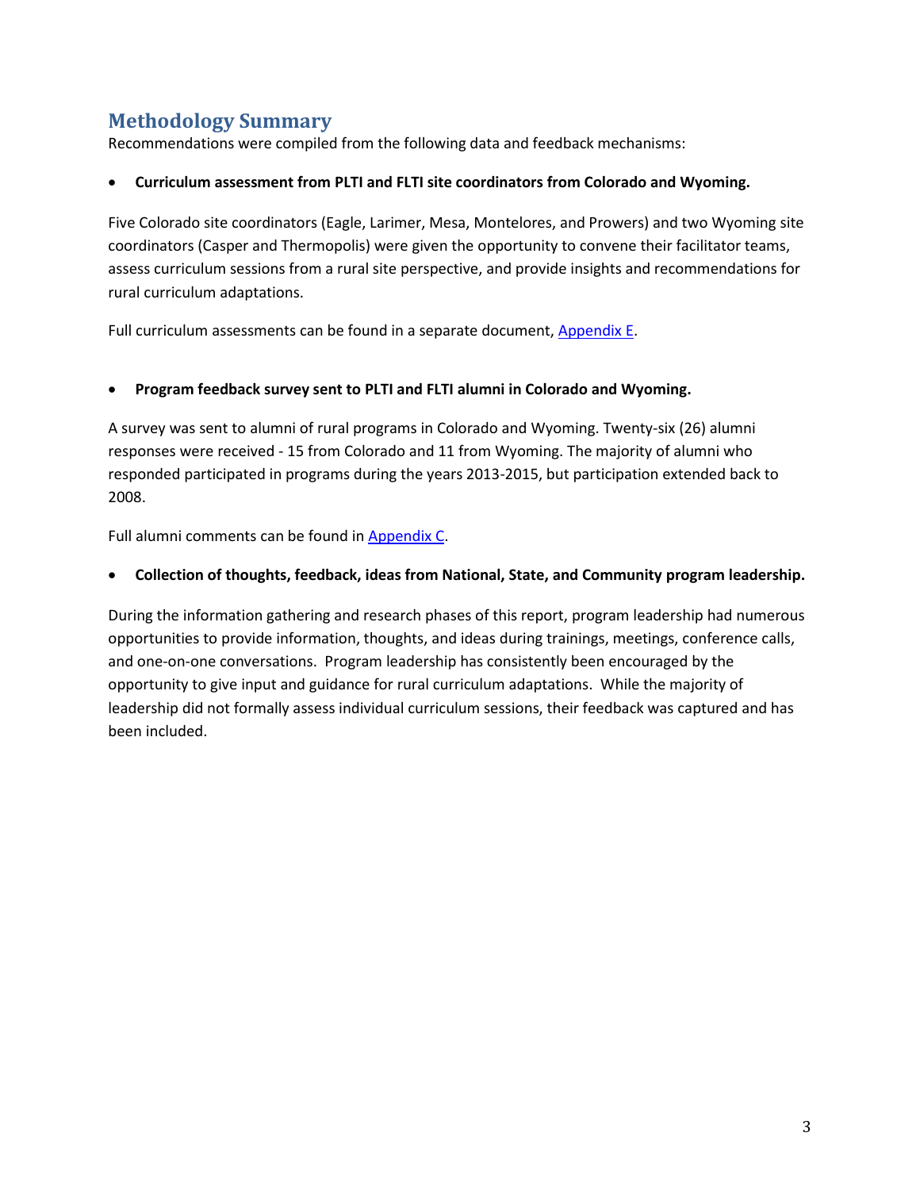## Methodology Summary

Recommendations were compiled from the following data and feedback mechanisms:

- **Curriculum assessment from PLTI and FLTI site coordinators from Colorado and Wyoming.**

Five Colorado site coordinators (Eagle, Larimer, Mesa, Montelores, and Prowers) and two Wyoming site coordinators (Casper and Thermopolis) were given the opportunity to convene their facilitator teams, assess curriculum sessions from a rural site perspective, and provide insights and recommendations for rural curriculum adaptations.

Full curriculum assessments can be found in a separate document, [Appendix E](#).

- **Program feedback survey sent to PLTI and FLTI alumni in Colorado and Wyoming.**

A survey was sent to alumni of rural programs in Colorado and Wyoming. Twenty-six (26) alumni responses were received - 15 from Colorado and 11 from Wyoming. The majority of alumni who responded participated in programs during the years 2013-2015, but participation extended back to 2008.

Full alumni comments can be found in [Appendix C](#).

- **Collection of thoughts, feedback, ideas from National, State, and Community program leadership.**

During the information gathering and research phases of this report, program leadership had numerous opportunities to provide information, thoughts, and ideas during trainings, meetings, conference calls, and one-on-one conversations. Program leadership has consistently been encouraged by the opportunity to give input and guidance for rural curriculum adaptations. While the majority of leadership did not formally assess individual curriculum sessions, their feedback was captured and has been included.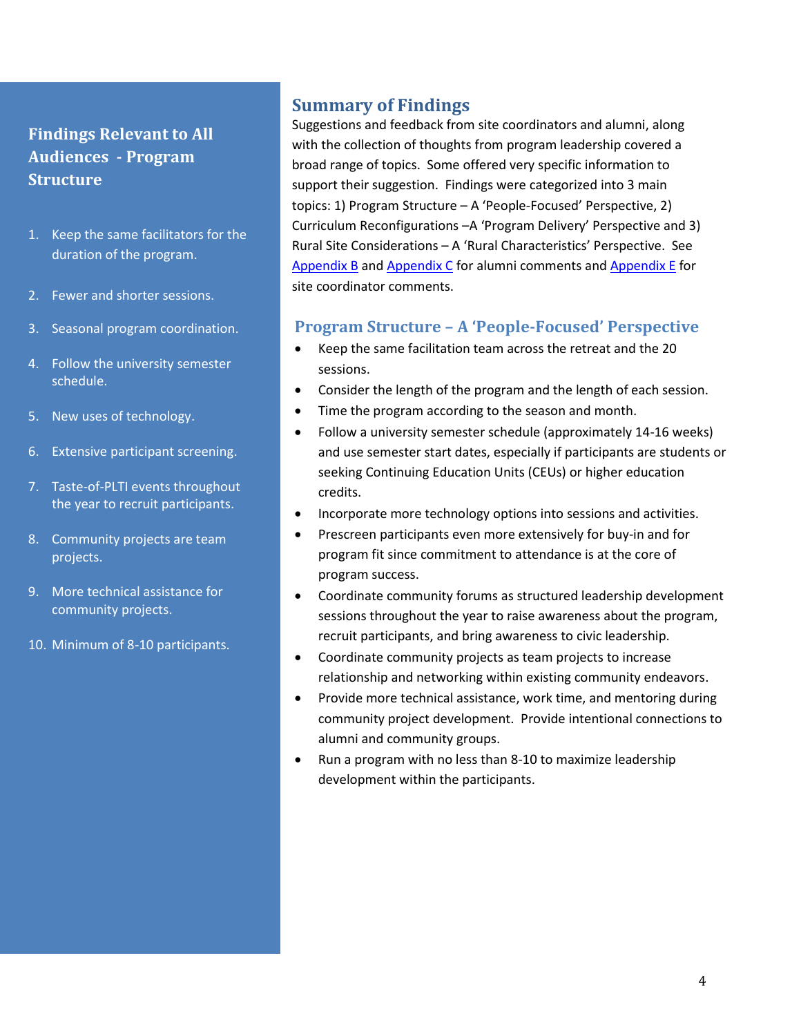## Findings Relevant to All Audiences - Program Structure

1. Keep the same facilitators for the duration of the program.
2. Fewer and shorter sessions.
3. Seasonal program coordination.
4. Follow the university semester schedule.
5. New uses of technology.
6. Extensive participant screening.
7. Taste-of-PLTI events throughout the year to recruit participants.
8. Community projects are team projects.
9. More technical assistance for community projects.
10. Minimum of 8-10 participants.

## Summary of Findings

Suggestions and feedback from site coordinators and alumni, along with the collection of thoughts from program leadership covered a broad range of topics. Some offered very specific information to support their suggestion. Findings were categorized into 3 main topics: 1) Program Structure – A 'People-Focused' Perspective, 2) Curriculum Reconfigurations –A 'Program Delivery' Perspective and 3) Rural Site Considerations – A 'Rural Characteristics' Perspective. See Appendix B and Appendix C for alumni comments and Appendix E for site coordinator comments.

### Program Structure – A 'People-Focused' Perspective

- Keep the same facilitation team across the retreat and the 20 sessions.
- Consider the length of the program and the length of each session.
- Time the program according to the season and month.
- Follow a university semester schedule (approximately 14-16 weeks) and use semester start dates, especially if participants are students or seeking Continuing Education Units (CEUs) or higher education credits.
- Incorporate more technology options into sessions and activities.
- Prescreen participants even more extensively for buy-in and for program fit since commitment to attendance is at the core of program success.
- Coordinate community forums as structured leadership development sessions throughout the year to raise awareness about the program, recruit participants, and bring awareness to civic leadership.
- Coordinate community projects as team projects to increase relationship and networking within existing community endeavors.
- Provide more technical assistance, work time, and mentoring during community project development. Provide intentional connections to alumni and community groups.
- Run a program with no less than 8-10 to maximize leadership development within the participants.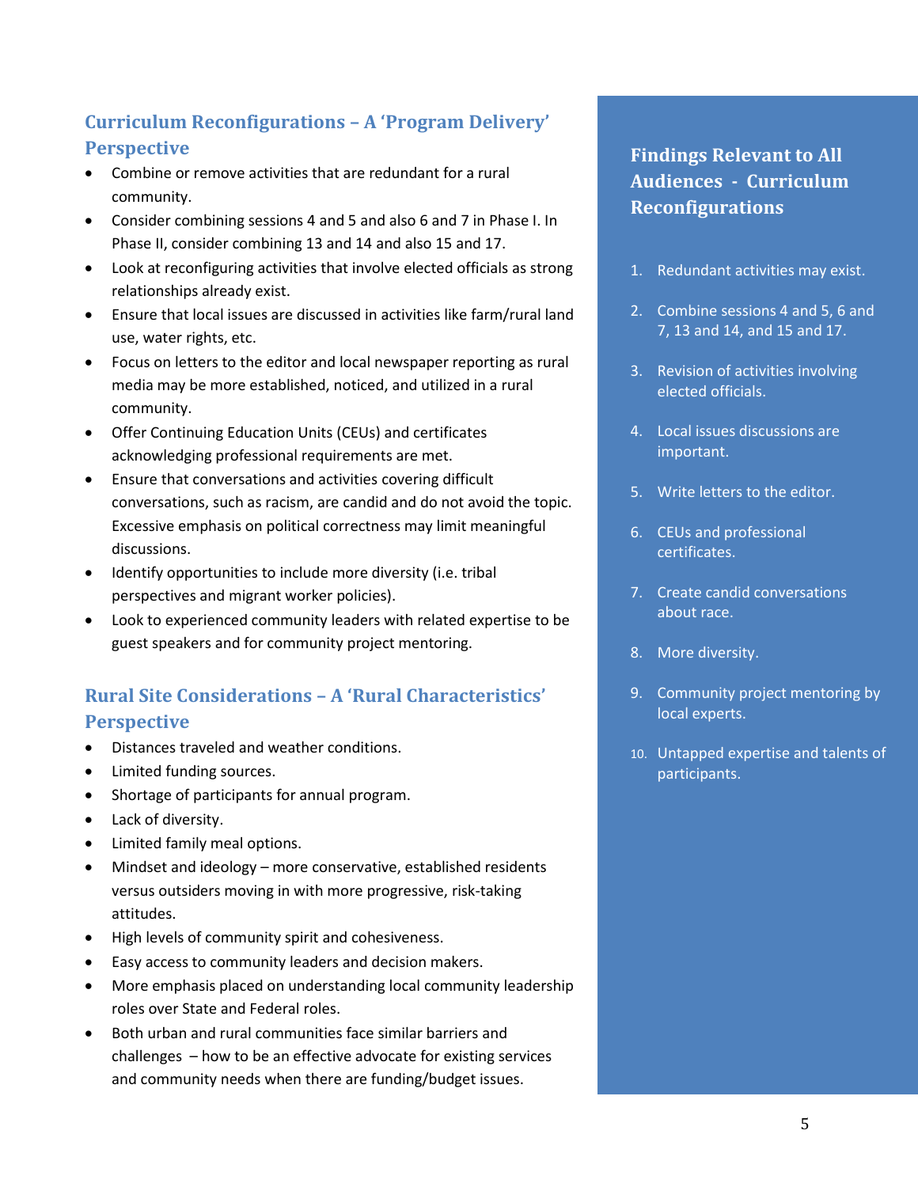## Curriculum Reconfigurations – A 'Program Delivery' Perspective

- Combine or remove activities that are redundant for a rural community.
- Consider combining sessions 4 and 5 and also 6 and 7 in Phase I. In Phase II, consider combining 13 and 14 and also 15 and 17.
- Look at reconfiguring activities that involve elected officials as strong relationships already exist.
- Ensure that local issues are discussed in activities like farm/rural land use, water rights, etc.
- Focus on letters to the editor and local newspaper reporting as rural media may be more established, noticed, and utilized in a rural community.
- Offer Continuing Education Units (CEUs) and certificates acknowledging professional requirements are met.
- Ensure that conversations and activities covering difficult conversations, such as racism, are candid and do not avoid the topic. Excessive emphasis on political correctness may limit meaningful discussions.
- Identify opportunities to include more diversity (i.e. tribal perspectives and migrant worker policies).
- Look to experienced community leaders with related expertise to be guest speakers and for community project mentoring.

## Rural Site Considerations – A 'Rural Characteristics' Perspective

- Distances traveled and weather conditions.
- Limited funding sources.
- Shortage of participants for annual program.
- Lack of diversity.
- Limited family meal options.
- Mindset and ideology – more conservative, established residents versus outsiders moving in with more progressive, risk-taking attitudes.
- High levels of community spirit and cohesiveness.
- Easy access to community leaders and decision makers.
- More emphasis placed on understanding local community leadership roles over State and Federal roles.
- Both urban and rural communities face similar barriers and challenges – how to be an effective advocate for existing services and community needs when there are funding/budget issues.

## Findings Relevant to All Audiences - Curriculum Reconfigurations

1. Redundant activities may exist.
2. Combine sessions 4 and 5, 6 and 7, 13 and 14, and 15 and 17.
3. Revision of activities involving elected officials.
4. Local issues discussions are important.
5. Write letters to the editor.
6. CEUs and professional certificates.
7. Create candid conversations about race.
8. More diversity.
9. Community project mentoring by local experts.
10. Untapped expertise and talents of participants.